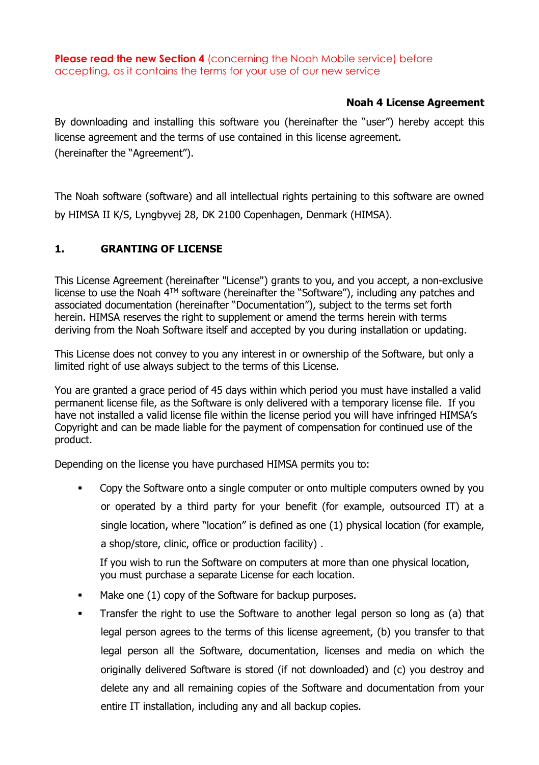**Please read the new Section 4** (concerning the Noah Mobile service) before accepting, as it contains the terms for your use of our new service

**Noah 4 License Agreement**

By downloading and installing this software you (hereinafter the "user") hereby accept this license agreement and the terms of use contained in this license agreement. (hereinafter the "Agreement").

The Noah software (software) and all intellectual rights pertaining to this software are owned by HIMSA II K/S, Lyngbyvej 28, DK 2100 Copenhagen, Denmark (HIMSA).

## 1. GRANTING OF LICENSE

This License Agreement (hereinafter "License") grants to you, and you accept, a non-exclusive license to use the Noah 4™ software (hereinafter the "Software"), including any patches and associated documentation (hereinafter "Documentation"), subject to the terms set forth herein. HIMSA reserves the right to supplement or amend the terms herein with terms deriving from the Noah Software itself and accepted by you during installation or updating.

This License does not convey to you any interest in or ownership of the Software, but only a limited right of use always subject to the terms of this License.

You are granted a grace period of 45 days within which period you must have installed a valid permanent license file, as the Software is only delivered with a temporary license file. If you have not installed a valid license file within the license period you will have infringed HIMSA's Copyright and can be made liable for the payment of compensation for continued use of the product.

Depending on the license you have purchased HIMSA permits you to:

- Copy the Software onto a single computer or onto multiple computers owned by you or operated by a third party for your benefit (for example, outsourced IT) at a single location, where "location" is defined as one (1) physical location (for example, a shop/store, clinic, office or production facility) .

  If you wish to run the Software on computers at more than one physical location, you must purchase a separate License for each location.

- Make one (1) copy of the Software for backup purposes.
- Transfer the right to use the Software to another legal person so long as (a) that legal person agrees to the terms of this license agreement, (b) you transfer to that legal person all the Software, documentation, licenses and media on which the originally delivered Software is stored (if not downloaded) and (c) you destroy and delete any and all remaining copies of the Software and documentation from your entire IT installation, including any and all backup copies.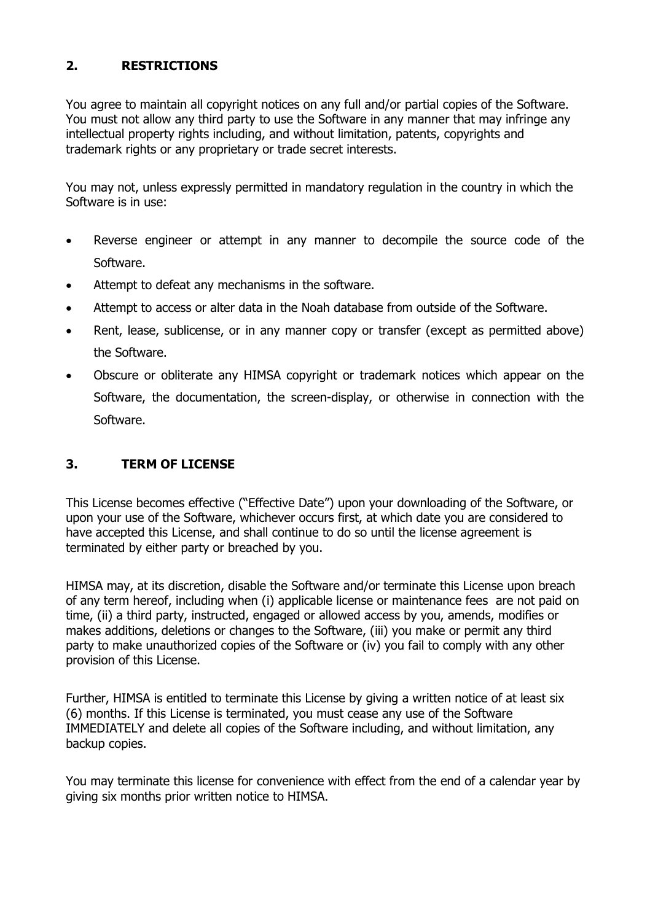## 2. RESTRICTIONS

You agree to maintain all copyright notices on any full and/or partial copies of the Software. You must not allow any third party to use the Software in any manner that may infringe any intellectual property rights including, and without limitation, patents, copyrights and trademark rights or any proprietary or trade secret interests.

You may not, unless expressly permitted in mandatory regulation in the country in which the Software is in use:

- Reverse engineer or attempt in any manner to decompile the source code of the Software.
- Attempt to defeat any mechanisms in the software.
- Attempt to access or alter data in the Noah database from outside of the Software.
- Rent, lease, sublicense, or in any manner copy or transfer (except as permitted above) the Software.
- Obscure or obliterate any HIMSA copyright or trademark notices which appear on the Software, the documentation, the screen-display, or otherwise in connection with the Software.

## 3. TERM OF LICENSE

This License becomes effective ("Effective Date") upon your downloading of the Software, or upon your use of the Software, whichever occurs first, at which date you are considered to have accepted this License, and shall continue to do so until the license agreement is terminated by either party or breached by you.

HIMSA may, at its discretion, disable the Software and/or terminate this License upon breach of any term hereof, including when (i) applicable license or maintenance fees are not paid on time, (ii) a third party, instructed, engaged or allowed access by you, amends, modifies or makes additions, deletions or changes to the Software, (iii) you make or permit any third party to make unauthorized copies of the Software or (iv) you fail to comply with any other provision of this License.

Further, HIMSA is entitled to terminate this License by giving a written notice of at least six (6) months. If this License is terminated, you must cease any use of the Software IMMEDIATELY and delete all copies of the Software including, and without limitation, any backup copies.

You may terminate this license for convenience with effect from the end of a calendar year by giving six months prior written notice to HIMSA.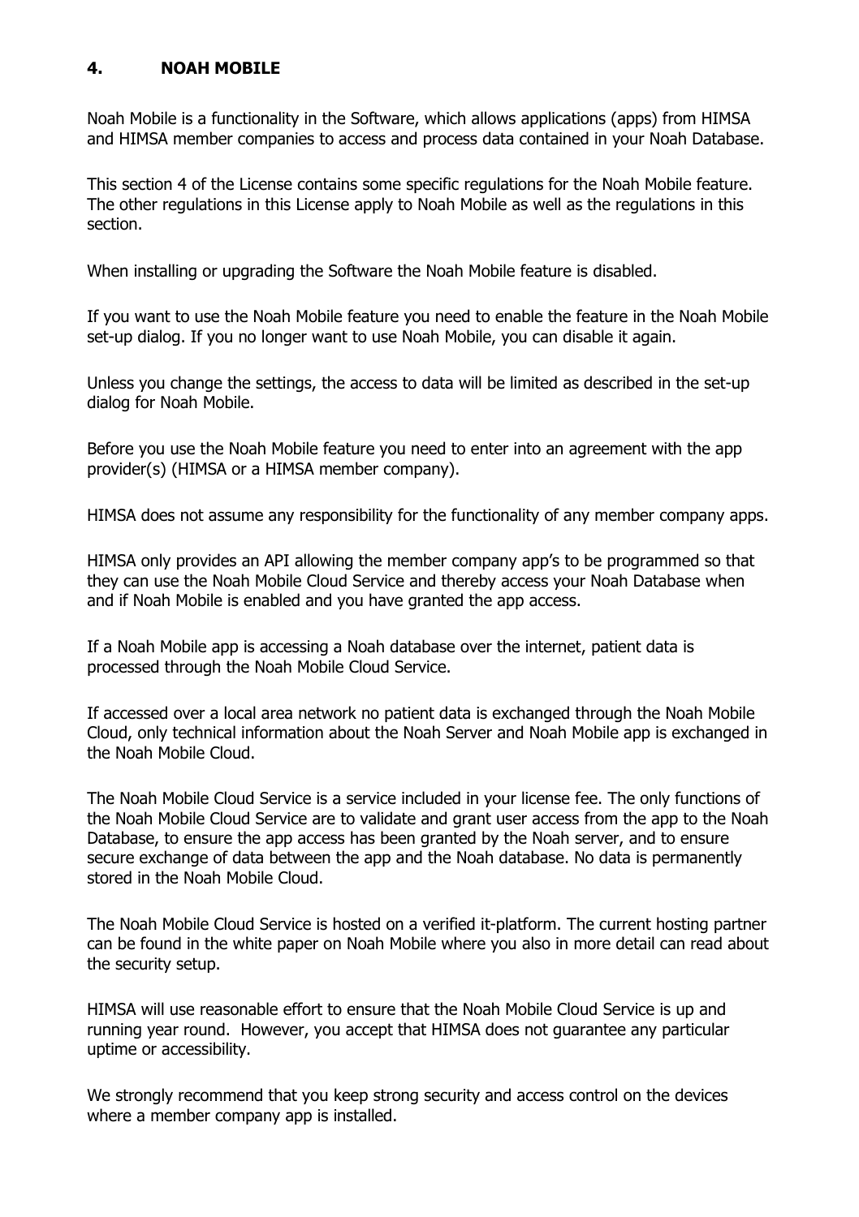## 4. NOAH MOBILE

Noah Mobile is a functionality in the Software, which allows applications (apps) from HIMSA and HIMSA member companies to access and process data contained in your Noah Database.

This section 4 of the License contains some specific regulations for the Noah Mobile feature. The other regulations in this License apply to Noah Mobile as well as the regulations in this section.

When installing or upgrading the Software the Noah Mobile feature is disabled.

If you want to use the Noah Mobile feature you need to enable the feature in the Noah Mobile set-up dialog. If you no longer want to use Noah Mobile, you can disable it again.

Unless you change the settings, the access to data will be limited as described in the set-up dialog for Noah Mobile.

Before you use the Noah Mobile feature you need to enter into an agreement with the app provider(s) (HIMSA or a HIMSA member company).

HIMSA does not assume any responsibility for the functionality of any member company apps.

HIMSA only provides an API allowing the member company app's to be programmed so that they can use the Noah Mobile Cloud Service and thereby access your Noah Database when and if Noah Mobile is enabled and you have granted the app access.

If a Noah Mobile app is accessing a Noah database over the internet, patient data is processed through the Noah Mobile Cloud Service.

If accessed over a local area network no patient data is exchanged through the Noah Mobile Cloud, only technical information about the Noah Server and Noah Mobile app is exchanged in the Noah Mobile Cloud.

The Noah Mobile Cloud Service is a service included in your license fee. The only functions of the Noah Mobile Cloud Service are to validate and grant user access from the app to the Noah Database, to ensure the app access has been granted by the Noah server, and to ensure secure exchange of data between the app and the Noah database. No data is permanently stored in the Noah Mobile Cloud.

The Noah Mobile Cloud Service is hosted on a verified it-platform. The current hosting partner can be found in the white paper on Noah Mobile where you also in more detail can read about the security setup.

HIMSA will use reasonable effort to ensure that the Noah Mobile Cloud Service is up and running year round. However, you accept that HIMSA does not guarantee any particular uptime or accessibility.

We strongly recommend that you keep strong security and access control on the devices where a member company app is installed.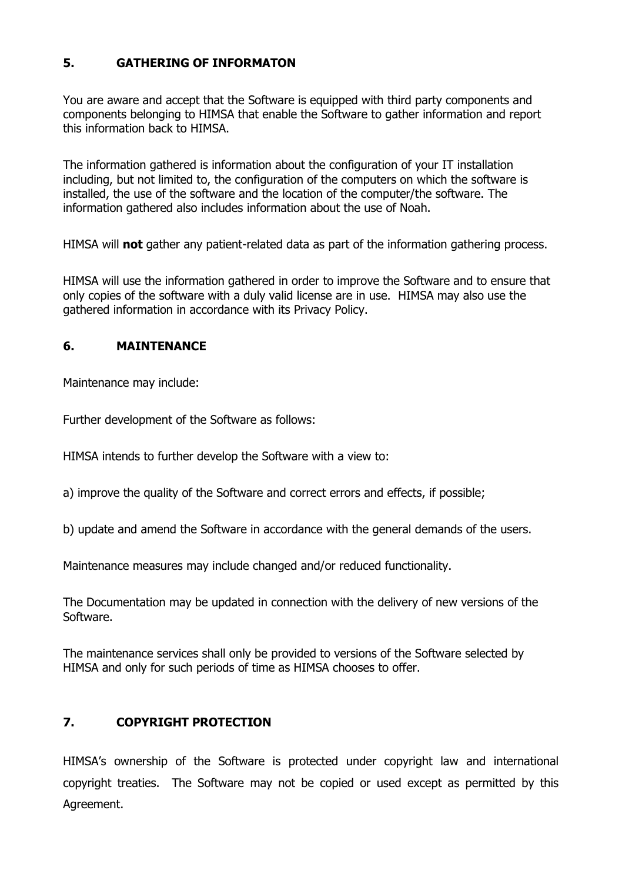## 5. GATHERING OF INFORMATON

You are aware and accept that the Software is equipped with third party components and components belonging to HIMSA that enable the Software to gather information and report this information back to HIMSA.

The information gathered is information about the configuration of your IT installation including, but not limited to, the configuration of the computers on which the software is installed, the use of the software and the location of the computer/the software. The information gathered also includes information about the use of Noah.

HIMSA will **not** gather any patient-related data as part of the information gathering process.

HIMSA will use the information gathered in order to improve the Software and to ensure that only copies of the software with a duly valid license are in use. HIMSA may also use the gathered information in accordance with its Privacy Policy.

## 6. MAINTENANCE

Maintenance may include:

Further development of the Software as follows:

HIMSA intends to further develop the Software with a view to:

a) improve the quality of the Software and correct errors and effects, if possible;

b) update and amend the Software in accordance with the general demands of the users.

Maintenance measures may include changed and/or reduced functionality.

The Documentation may be updated in connection with the delivery of new versions of the Software.

The maintenance services shall only be provided to versions of the Software selected by HIMSA and only for such periods of time as HIMSA chooses to offer.

## 7. COPYRIGHT PROTECTION

HIMSA's ownership of the Software is protected under copyright law and international copyright treaties. The Software may not be copied or used except as permitted by this Agreement.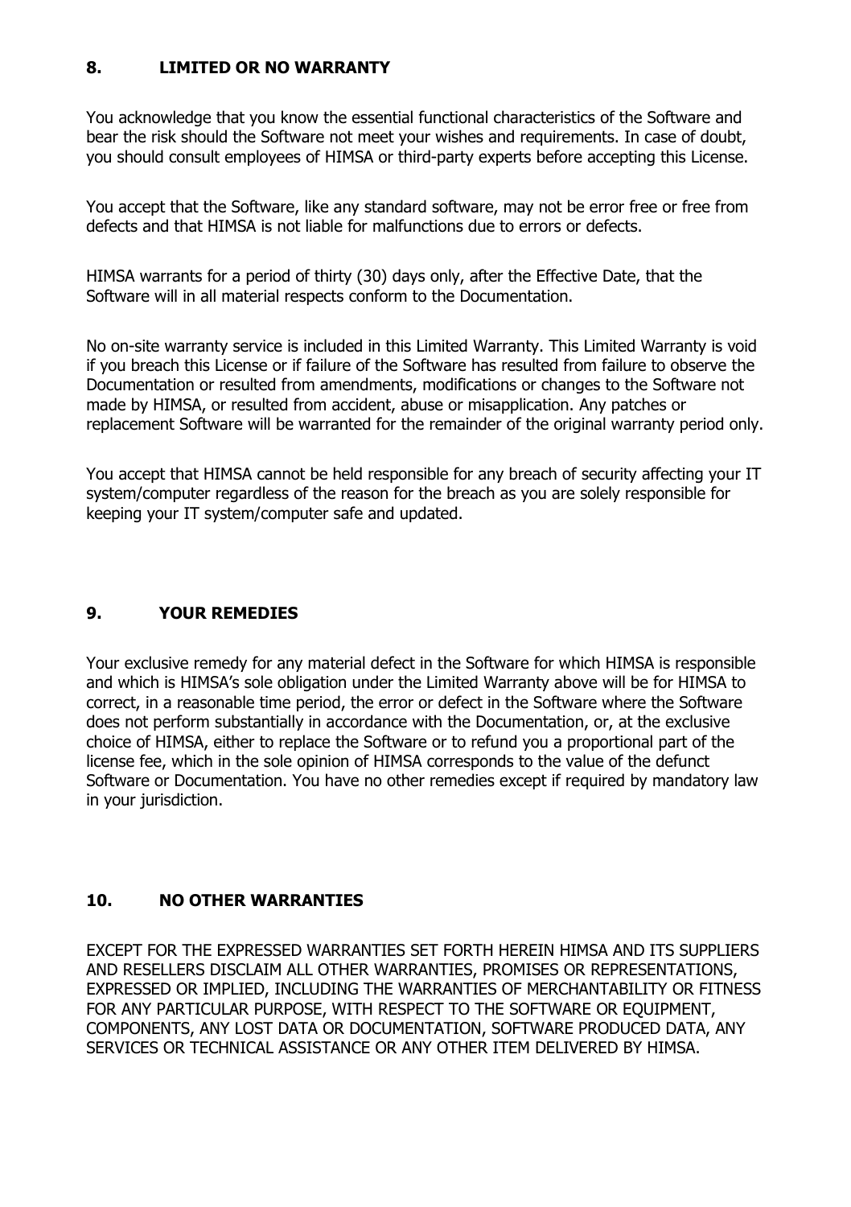## 8. LIMITED OR NO WARRANTY

You acknowledge that you know the essential functional characteristics of the Software and bear the risk should the Software not meet your wishes and requirements. In case of doubt, you should consult employees of HIMSA or third-party experts before accepting this License.

You accept that the Software, like any standard software, may not be error free or free from defects and that HIMSA is not liable for malfunctions due to errors or defects.

HIMSA warrants for a period of thirty (30) days only, after the Effective Date, that the Software will in all material respects conform to the Documentation.

No on-site warranty service is included in this Limited Warranty. This Limited Warranty is void if you breach this License or if failure of the Software has resulted from failure to observe the Documentation or resulted from amendments, modifications or changes to the Software not made by HIMSA, or resulted from accident, abuse or misapplication. Any patches or replacement Software will be warranted for the remainder of the original warranty period only.

You accept that HIMSA cannot be held responsible for any breach of security affecting your IT system/computer regardless of the reason for the breach as you are solely responsible for keeping your IT system/computer safe and updated.

## 9. YOUR REMEDIES

Your exclusive remedy for any material defect in the Software for which HIMSA is responsible and which is HIMSA's sole obligation under the Limited Warranty above will be for HIMSA to correct, in a reasonable time period, the error or defect in the Software where the Software does not perform substantially in accordance with the Documentation, or, at the exclusive choice of HIMSA, either to replace the Software or to refund you a proportional part of the license fee, which in the sole opinion of HIMSA corresponds to the value of the defunct Software or Documentation. You have no other remedies except if required by mandatory law in your jurisdiction.

## 10. NO OTHER WARRANTIES

EXCEPT FOR THE EXPRESSED WARRANTIES SET FORTH HEREIN HIMSA AND ITS SUPPLIERS AND RESELLERS DISCLAIM ALL OTHER WARRANTIES, PROMISES OR REPRESENTATIONS, EXPRESSED OR IMPLIED, INCLUDING THE WARRANTIES OF MERCHANTABILITY OR FITNESS FOR ANY PARTICULAR PURPOSE, WITH RESPECT TO THE SOFTWARE OR EQUIPMENT, COMPONENTS, ANY LOST DATA OR DOCUMENTATION, SOFTWARE PRODUCED DATA, ANY SERVICES OR TECHNICAL ASSISTANCE OR ANY OTHER ITEM DELIVERED BY HIMSA.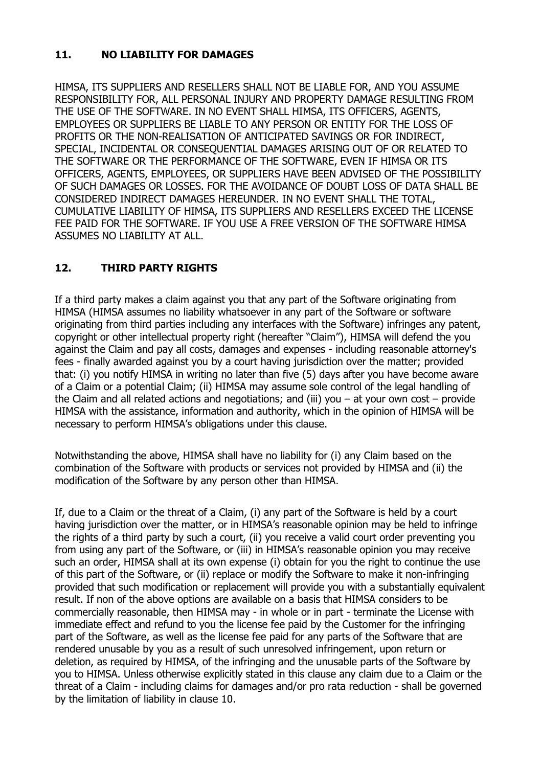## 11. NO LIABILITY FOR DAMAGES

HIMSA, ITS SUPPLIERS AND RESELLERS SHALL NOT BE LIABLE FOR, AND YOU ASSUME RESPONSIBILITY FOR, ALL PERSONAL INJURY AND PROPERTY DAMAGE RESULTING FROM THE USE OF THE SOFTWARE. IN NO EVENT SHALL HIMSA, ITS OFFICERS, AGENTS, EMPLOYEES OR SUPPLIERS BE LIABLE TO ANY PERSON OR ENTITY FOR THE LOSS OF PROFITS OR THE NON-REALISATION OF ANTICIPATED SAVINGS OR FOR INDIRECT, SPECIAL, INCIDENTAL OR CONSEQUENTIAL DAMAGES ARISING OUT OF OR RELATED TO THE SOFTWARE OR THE PERFORMANCE OF THE SOFTWARE, EVEN IF HIMSA OR ITS OFFICERS, AGENTS, EMPLOYEES, OR SUPPLIERS HAVE BEEN ADVISED OF THE POSSIBILITY OF SUCH DAMAGES OR LOSSES. FOR THE AVOIDANCE OF DOUBT LOSS OF DATA SHALL BE CONSIDERED INDIRECT DAMAGES HEREUNDER. IN NO EVENT SHALL THE TOTAL, CUMULATIVE LIABILITY OF HIMSA, ITS SUPPLIERS AND RESELLERS EXCEED THE LICENSE FEE PAID FOR THE SOFTWARE. IF YOU USE A FREE VERSION OF THE SOFTWARE HIMSA ASSUMES NO LIABILITY AT ALL.

## 12. THIRD PARTY RIGHTS

If a third party makes a claim against you that any part of the Software originating from HIMSA (HIMSA assumes no liability whatsoever in any part of the Software or software originating from third parties including any interfaces with the Software) infringes any patent, copyright or other intellectual property right (hereafter "Claim"), HIMSA will defend the you against the Claim and pay all costs, damages and expenses - including reasonable attorney's fees - finally awarded against you by a court having jurisdiction over the matter; provided that: (i) you notify HIMSA in writing no later than five (5) days after you have become aware of a Claim or a potential Claim; (ii) HIMSA may assume sole control of the legal handling of the Claim and all related actions and negotiations; and (iii) you – at your own cost – provide HIMSA with the assistance, information and authority, which in the opinion of HIMSA will be necessary to perform HIMSA's obligations under this clause.

Notwithstanding the above, HIMSA shall have no liability for (i) any Claim based on the combination of the Software with products or services not provided by HIMSA and (ii) the modification of the Software by any person other than HIMSA.

If, due to a Claim or the threat of a Claim, (i) any part of the Software is held by a court having jurisdiction over the matter, or in HIMSA's reasonable opinion may be held to infringe the rights of a third party by such a court, (ii) you receive a valid court order preventing you from using any part of the Software, or (iii) in HIMSA's reasonable opinion you may receive such an order, HIMSA shall at its own expense (i) obtain for you the right to continue the use of this part of the Software, or (ii) replace or modify the Software to make it non-infringing provided that such modification or replacement will provide you with a substantially equivalent result. If non of the above options are available on a basis that HIMSA considers to be commercially reasonable, then HIMSA may - in whole or in part - terminate the License with immediate effect and refund to you the license fee paid by the Customer for the infringing part of the Software, as well as the license fee paid for any parts of the Software that are rendered unusable by you as a result of such unresolved infringement, upon return or deletion, as required by HIMSA, of the infringing and the unusable parts of the Software by you to HIMSA. Unless otherwise explicitly stated in this clause any claim due to a Claim or the threat of a Claim - including claims for damages and/or pro rata reduction - shall be governed by the limitation of liability in clause 10.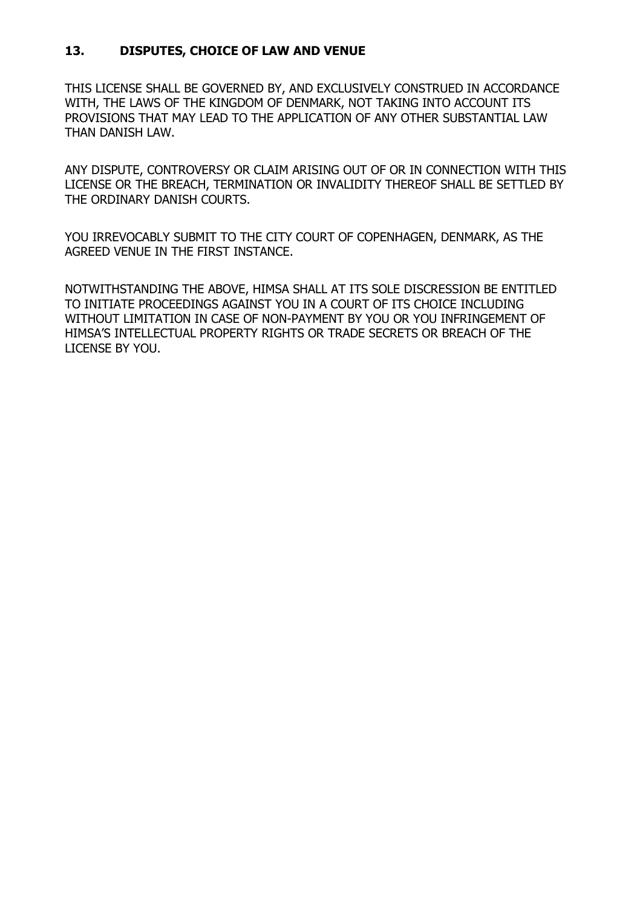## 13. DISPUTES, CHOICE OF LAW AND VENUE

THIS LICENSE SHALL BE GOVERNED BY, AND EXCLUSIVELY CONSTRUED IN ACCORDANCE WITH, THE LAWS OF THE KINGDOM OF DENMARK, NOT TAKING INTO ACCOUNT ITS PROVISIONS THAT MAY LEAD TO THE APPLICATION OF ANY OTHER SUBSTANTIAL LAW THAN DANISH LAW.

ANY DISPUTE, CONTROVERSY OR CLAIM ARISING OUT OF OR IN CONNECTION WITH THIS LICENSE OR THE BREACH, TERMINATION OR INVALIDITY THEREOF SHALL BE SETTLED BY THE ORDINARY DANISH COURTS.

YOU IRREVOCABLY SUBMIT TO THE CITY COURT OF COPENHAGEN, DENMARK, AS THE AGREED VENUE IN THE FIRST INSTANCE.

NOTWITHSTANDING THE ABOVE, HIMSA SHALL AT ITS SOLE DISCRESSION BE ENTITLED TO INITIATE PROCEEDINGS AGAINST YOU IN A COURT OF ITS CHOICE INCLUDING WITHOUT LIMITATION IN CASE OF NON-PAYMENT BY YOU OR YOU INFRINGEMENT OF HIMSA'S INTELLECTUAL PROPERTY RIGHTS OR TRADE SECRETS OR BREACH OF THE LICENSE BY YOU.